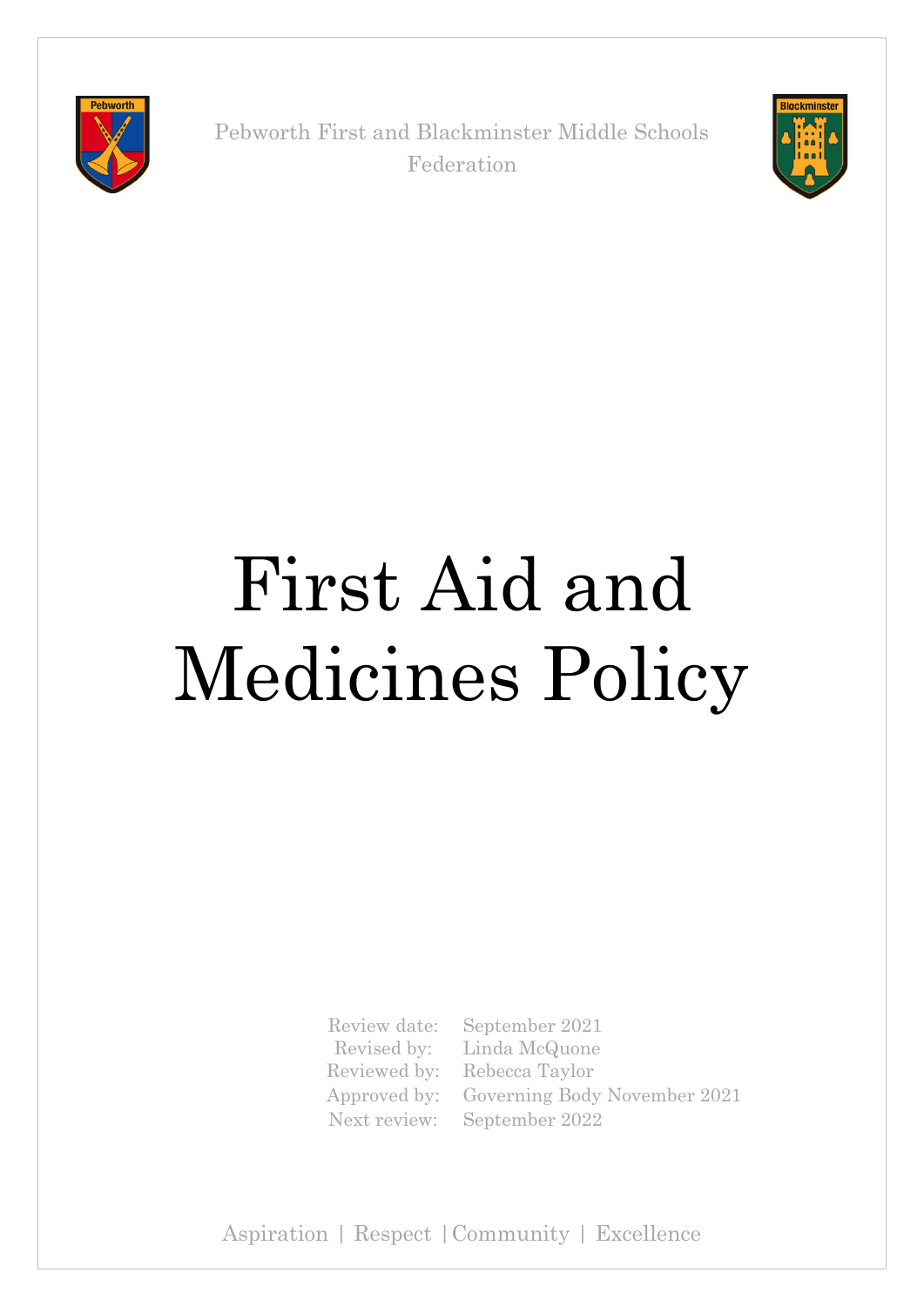Pebworth First and Blackminster Middle Schools Federation

# First Aid and Medicines Policy

| | |
|---|---|
| Review date: | September 2021 |
| Revised by: | Linda McQuone |
| Reviewed by: | Rebecca Taylor |
| Approved by: | Governing Body November 2021 |
| Next review: | September 2022 |

Aspiration | Respect | Community | Excellence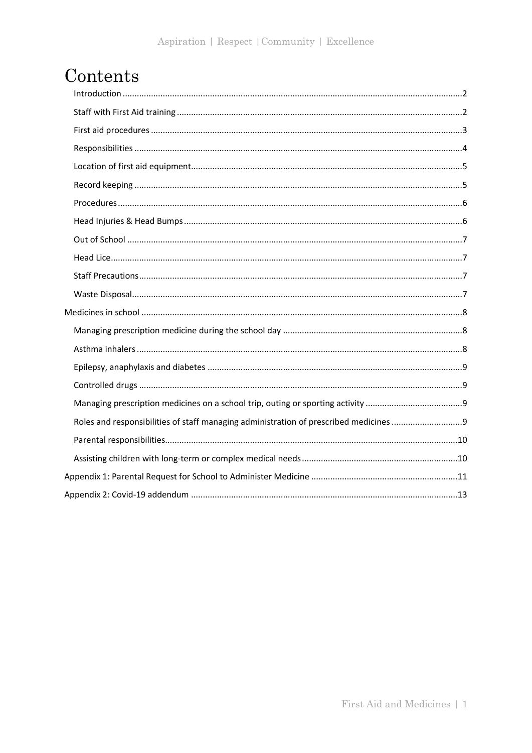# Contents

- Introduction ....................2
- Staff with First Aid training ....................2
- First aid procedures ....................3
- Responsibilities ....................4
- Location of first aid equipment ....................5
- Record keeping ....................5
- Procedures ....................6
- Head Injuries & Head Bumps ....................6
- Out of School ....................7
- Head Lice ....................7
- Staff Precautions ....................7
- Waste Disposal ....................7

Medicines in school ....................8

- Managing prescription medicine during the school day ....................8
- Asthma inhalers ....................8
- Epilepsy, anaphylaxis and diabetes ....................9
- Controlled drugs ....................9
- Managing prescription medicines on a school trip, outing or sporting activity ....................9
- Roles and responsibilities of staff managing administration of prescribed medicines ....................9
- Parental responsibilities ....................10
- Assisting children with long-term or complex medical needs ....................10

Appendix 1: Parental Request for School to Administer Medicine ....................11

Appendix 2: Covid-19 addendum ....................13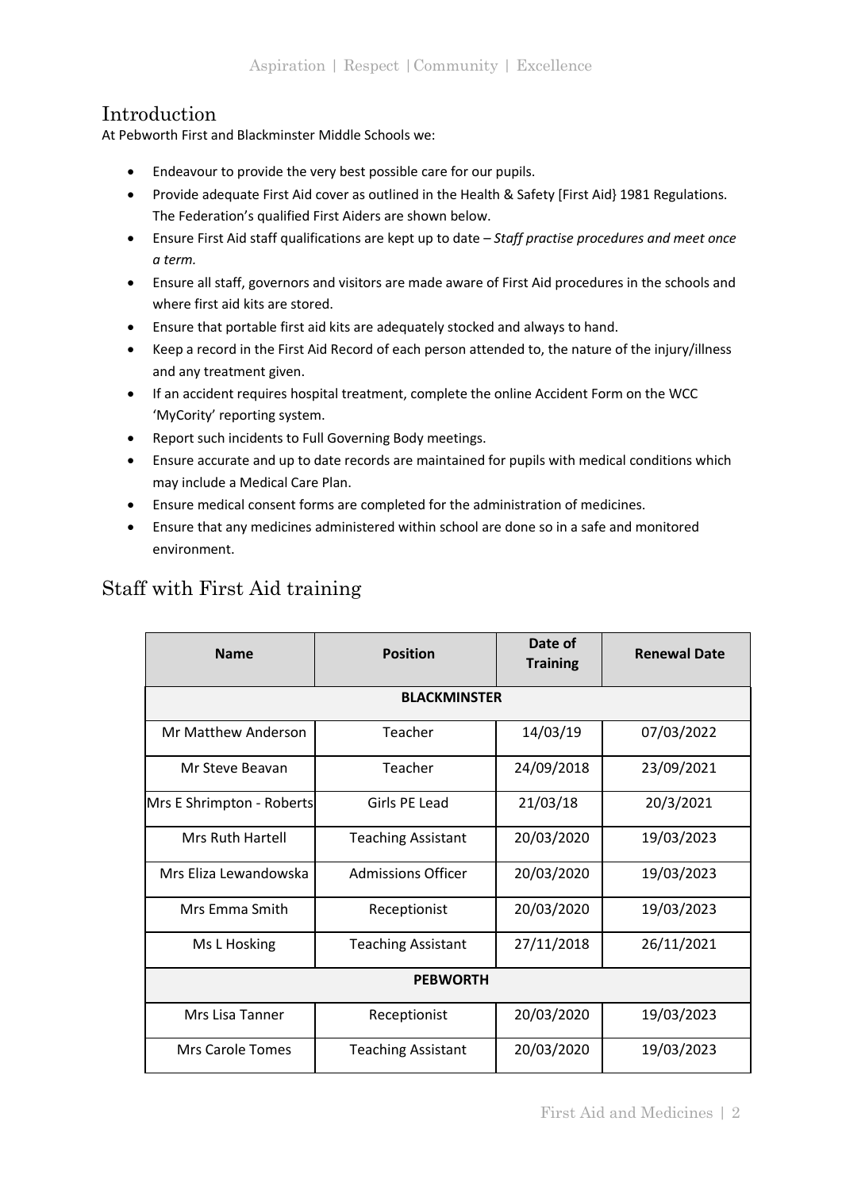## Introduction

At Pebworth First and Blackminster Middle Schools we:

- Endeavour to provide the very best possible care for our pupils.
- Provide adequate First Aid cover as outlined in the Health & Safety [First Aid} 1981 Regulations. The Federation's qualified First Aiders are shown below.
- Ensure First Aid staff qualifications are kept up to date – *Staff practise procedures and meet once a term.*
- Ensure all staff, governors and visitors are made aware of First Aid procedures in the schools and where first aid kits are stored.
- Ensure that portable first aid kits are adequately stocked and always to hand.
- Keep a record in the First Aid Record of each person attended to, the nature of the injury/illness and any treatment given.
- If an accident requires hospital treatment, complete the online Accident Form on the WCC 'MyCority' reporting system.
- Report such incidents to Full Governing Body meetings.
- Ensure accurate and up to date records are maintained for pupils with medical conditions which may include a Medical Care Plan.
- Ensure medical consent forms are completed for the administration of medicines.
- Ensure that any medicines administered within school are done so in a safe and monitored environment.

## Staff with First Aid training

| Name | Position | Date of Training | Renewal Date |
|---|---|---|---|
| **BLACKMINSTER** | | | |
| Mr Matthew Anderson | Teacher | 14/03/19 | 07/03/2022 |
| Mr Steve Beavan | Teacher | 24/09/2018 | 23/09/2021 |
| Mrs E Shrimpton - Roberts | Girls PE Lead | 21/03/18 | 20/3/2021 |
| Mrs Ruth Hartell | Teaching Assistant | 20/03/2020 | 19/03/2023 |
| Mrs Eliza Lewandowska | Admissions Officer | 20/03/2020 | 19/03/2023 |
| Mrs Emma Smith | Receptionist | 20/03/2020 | 19/03/2023 |
| Ms L Hosking | Teaching Assistant | 27/11/2018 | 26/11/2021 |
| **PEBWORTH** | | | |
| Mrs Lisa Tanner | Receptionist | 20/03/2020 | 19/03/2023 |
| Mrs Carole Tomes | Teaching Assistant | 20/03/2020 | 19/03/2023 |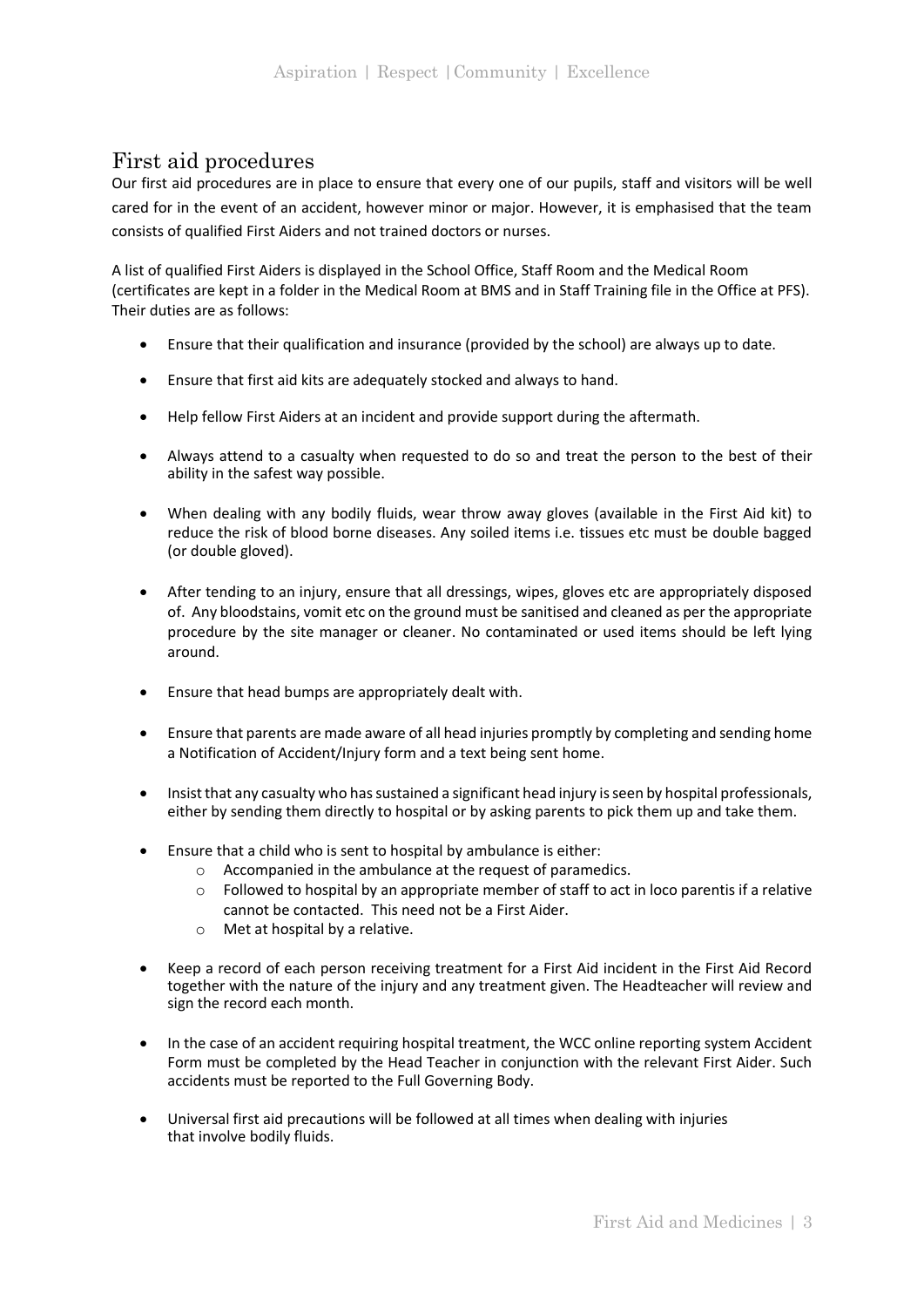## First aid procedures

Our first aid procedures are in place to ensure that every one of our pupils, staff and visitors will be well cared for in the event of an accident, however minor or major. However, it is emphasised that the team consists of qualified First Aiders and not trained doctors or nurses.

A list of qualified First Aiders is displayed in the School Office, Staff Room and the Medical Room (certificates are kept in a folder in the Medical Room at BMS and in Staff Training file in the Office at PFS). Their duties are as follows:

- Ensure that their qualification and insurance (provided by the school) are always up to date.
- Ensure that first aid kits are adequately stocked and always to hand.
- Help fellow First Aiders at an incident and provide support during the aftermath.
- Always attend to a casualty when requested to do so and treat the person to the best of their ability in the safest way possible.
- When dealing with any bodily fluids, wear throw away gloves (available in the First Aid kit) to reduce the risk of blood borne diseases. Any soiled items i.e. tissues etc must be double bagged (or double gloved).
- After tending to an injury, ensure that all dressings, wipes, gloves etc are appropriately disposed of. Any bloodstains, vomit etc on the ground must be sanitised and cleaned as per the appropriate procedure by the site manager or cleaner. No contaminated or used items should be left lying around.
- Ensure that head bumps are appropriately dealt with.
- Ensure that parents are made aware of all head injuries promptly by completing and sending home a Notification of Accident/Injury form and a text being sent home.
- Insist that any casualty who has sustained a significant head injury is seen by hospital professionals, either by sending them directly to hospital or by asking parents to pick them up and take them.
- Ensure that a child who is sent to hospital by ambulance is either:
  - Accompanied in the ambulance at the request of paramedics.
  - Followed to hospital by an appropriate member of staff to act in loco parentis if a relative cannot be contacted. This need not be a First Aider.
  - Met at hospital by a relative.
- Keep a record of each person receiving treatment for a First Aid incident in the First Aid Record together with the nature of the injury and any treatment given. The Headteacher will review and sign the record each month.
- In the case of an accident requiring hospital treatment, the WCC online reporting system Accident Form must be completed by the Head Teacher in conjunction with the relevant First Aider. Such accidents must be reported to the Full Governing Body.
- Universal first aid precautions will be followed at all times when dealing with injuries that involve bodily fluids.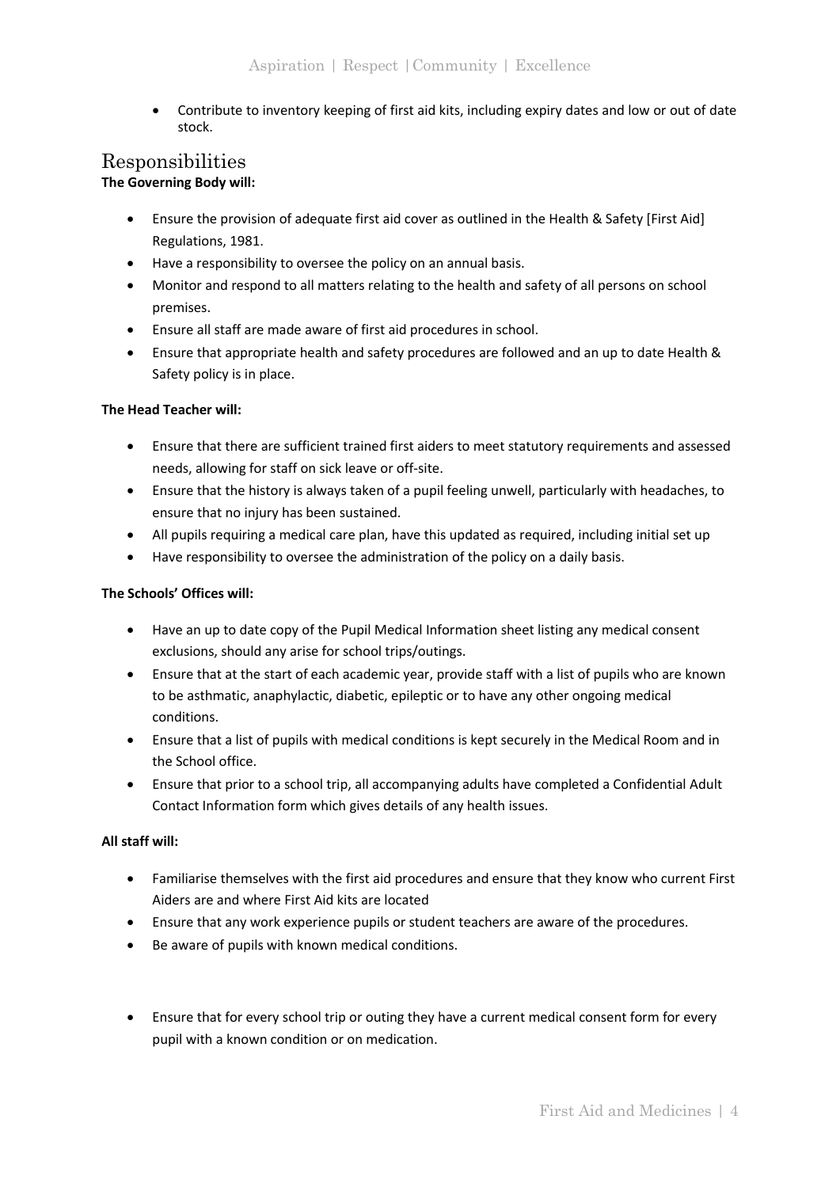- Contribute to inventory keeping of first aid kits, including expiry dates and low or out of date stock.

## Responsibilities

**The Governing Body will:**

- Ensure the provision of adequate first aid cover as outlined in the Health & Safety [First Aid] Regulations, 1981.
- Have a responsibility to oversee the policy on an annual basis.
- Monitor and respond to all matters relating to the health and safety of all persons on school premises.
- Ensure all staff are made aware of first aid procedures in school.
- Ensure that appropriate health and safety procedures are followed and an up to date Health & Safety policy is in place.

**The Head Teacher will:**

- Ensure that there are sufficient trained first aiders to meet statutory requirements and assessed needs, allowing for staff on sick leave or off-site.
- Ensure that the history is always taken of a pupil feeling unwell, particularly with headaches, to ensure that no injury has been sustained.
- All pupils requiring a medical care plan, have this updated as required, including initial set up
- Have responsibility to oversee the administration of the policy on a daily basis.

**The Schools' Offices will:**

- Have an up to date copy of the Pupil Medical Information sheet listing any medical consent exclusions, should any arise for school trips/outings.
- Ensure that at the start of each academic year, provide staff with a list of pupils who are known to be asthmatic, anaphylactic, diabetic, epileptic or to have any other ongoing medical conditions.
- Ensure that a list of pupils with medical conditions is kept securely in the Medical Room and in the School office.
- Ensure that prior to a school trip, all accompanying adults have completed a Confidential Adult Contact Information form which gives details of any health issues.

**All staff will:**

- Familiarise themselves with the first aid procedures and ensure that they know who current First Aiders are and where First Aid kits are located
- Ensure that any work experience pupils or student teachers are aware of the procedures.
- Be aware of pupils with known medical conditions.
- Ensure that for every school trip or outing they have a current medical consent form for every pupil with a known condition or on medication.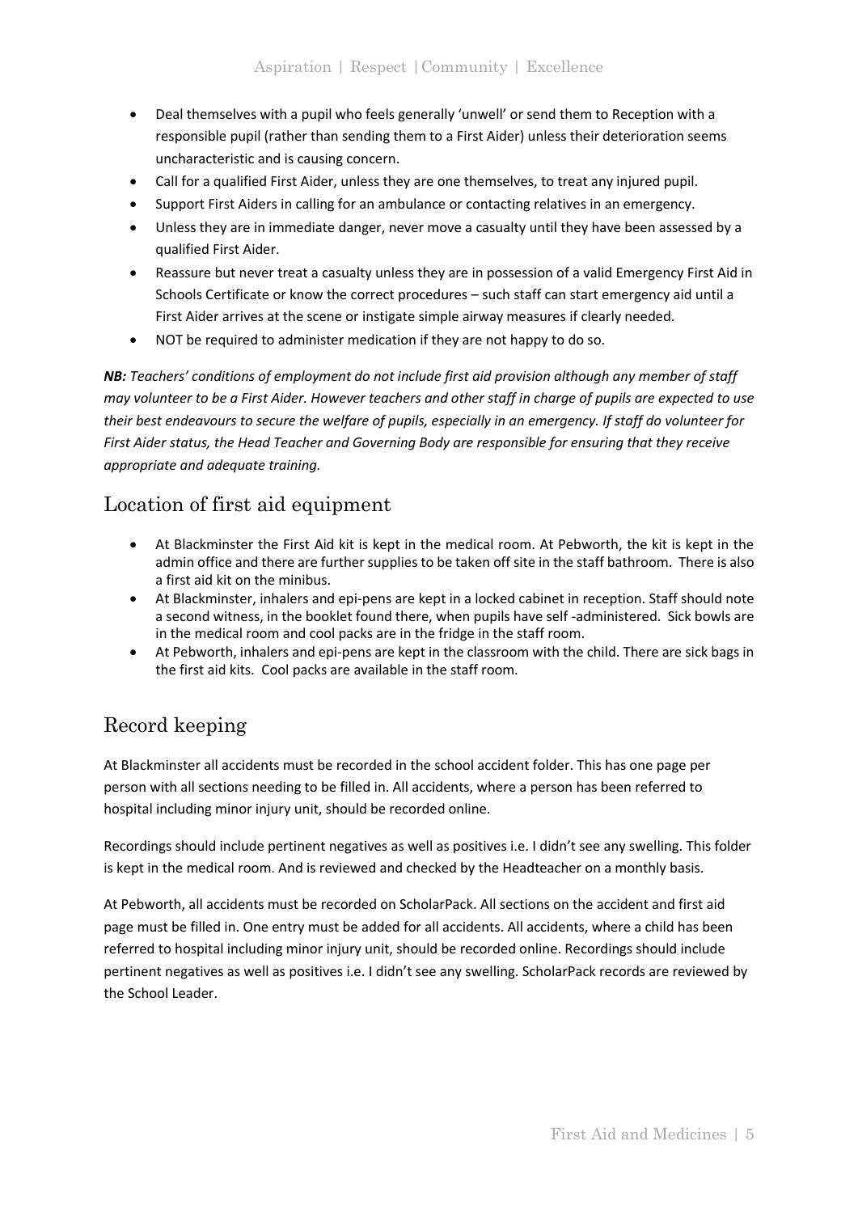- Deal themselves with a pupil who feels generally 'unwell' or send them to Reception with a responsible pupil (rather than sending them to a First Aider) unless their deterioration seems uncharacteristic and is causing concern.
- Call for a qualified First Aider, unless they are one themselves, to treat any injured pupil.
- Support First Aiders in calling for an ambulance or contacting relatives in an emergency.
- Unless they are in immediate danger, never move a casualty until they have been assessed by a qualified First Aider.
- Reassure but never treat a casualty unless they are in possession of a valid Emergency First Aid in Schools Certificate or know the correct procedures – such staff can start emergency aid until a First Aider arrives at the scene or instigate simple airway measures if clearly needed.
- NOT be required to administer medication if they are not happy to do so.

***NB:*** *Teachers' conditions of employment do not include first aid provision although any member of staff may volunteer to be a First Aider. However teachers and other staff in charge of pupils are expected to use their best endeavours to secure the welfare of pupils, especially in an emergency. If staff do volunteer for First Aider status, the Head Teacher and Governing Body are responsible for ensuring that they receive appropriate and adequate training.*

## Location of first aid equipment

- At Blackminster the First Aid kit is kept in the medical room. At Pebworth, the kit is kept in the admin office and there are further supplies to be taken off site in the staff bathroom. There is also a first aid kit on the minibus.
- At Blackminster, inhalers and epi-pens are kept in a locked cabinet in reception. Staff should note a second witness, in the booklet found there, when pupils have self -administered. Sick bowls are in the medical room and cool packs are in the fridge in the staff room.
- At Pebworth, inhalers and epi-pens are kept in the classroom with the child. There are sick bags in the first aid kits. Cool packs are available in the staff room.

## Record keeping

At Blackminster all accidents must be recorded in the school accident folder. This has one page per person with all sections needing to be filled in. All accidents, where a person has been referred to hospital including minor injury unit, should be recorded online.

Recordings should include pertinent negatives as well as positives i.e. I didn't see any swelling. This folder is kept in the medical room. And is reviewed and checked by the Headteacher on a monthly basis.

At Pebworth, all accidents must be recorded on ScholarPack. All sections on the accident and first aid page must be filled in. One entry must be added for all accidents. All accidents, where a child has been referred to hospital including minor injury unit, should be recorded online. Recordings should include pertinent negatives as well as positives i.e. I didn't see any swelling. ScholarPack records are reviewed by the School Leader.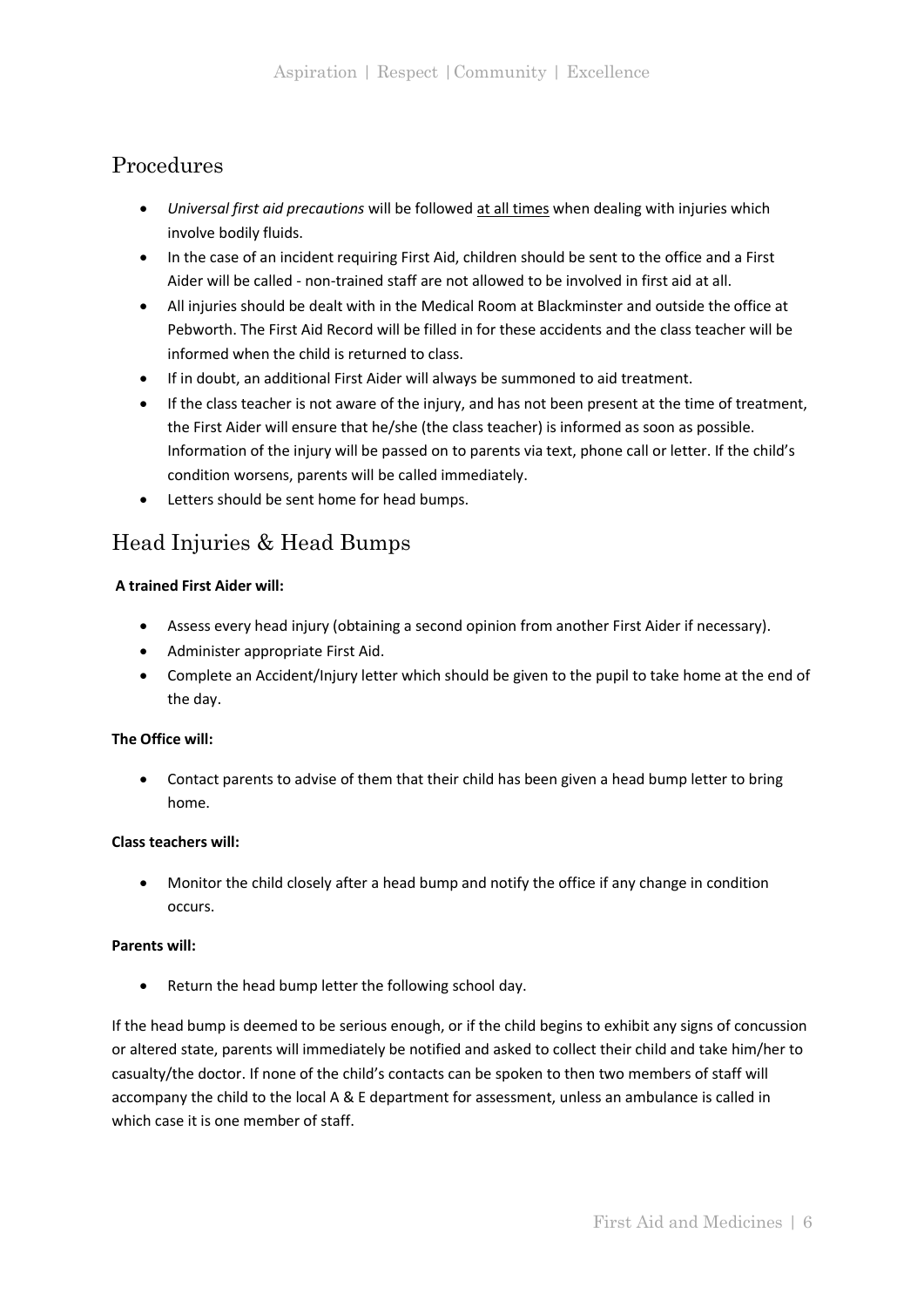## Procedures

- *Universal first aid precautions* will be followed at all times when dealing with injuries which involve bodily fluids.
- In the case of an incident requiring First Aid, children should be sent to the office and a First Aider will be called - non-trained staff are not allowed to be involved in first aid at all.
- All injuries should be dealt with in the Medical Room at Blackminster and outside the office at Pebworth. The First Aid Record will be filled in for these accidents and the class teacher will be informed when the child is returned to class.
- If in doubt, an additional First Aider will always be summoned to aid treatment.
- If the class teacher is not aware of the injury, and has not been present at the time of treatment, the First Aider will ensure that he/she (the class teacher) is informed as soon as possible. Information of the injury will be passed on to parents via text, phone call or letter. If the child's condition worsens, parents will be called immediately.
- Letters should be sent home for head bumps.

## Head Injuries & Head Bumps

**A trained First Aider will:**

- Assess every head injury (obtaining a second opinion from another First Aider if necessary).
- Administer appropriate First Aid.
- Complete an Accident/Injury letter which should be given to the pupil to take home at the end of the day.

**The Office will:**

- Contact parents to advise of them that their child has been given a head bump letter to bring home.

**Class teachers will:**

- Monitor the child closely after a head bump and notify the office if any change in condition occurs.

**Parents will:**

- Return the head bump letter the following school day.

If the head bump is deemed to be serious enough, or if the child begins to exhibit any signs of concussion or altered state, parents will immediately be notified and asked to collect their child and take him/her to casualty/the doctor. If none of the child's contacts can be spoken to then two members of staff will accompany the child to the local A & E department for assessment, unless an ambulance is called in which case it is one member of staff.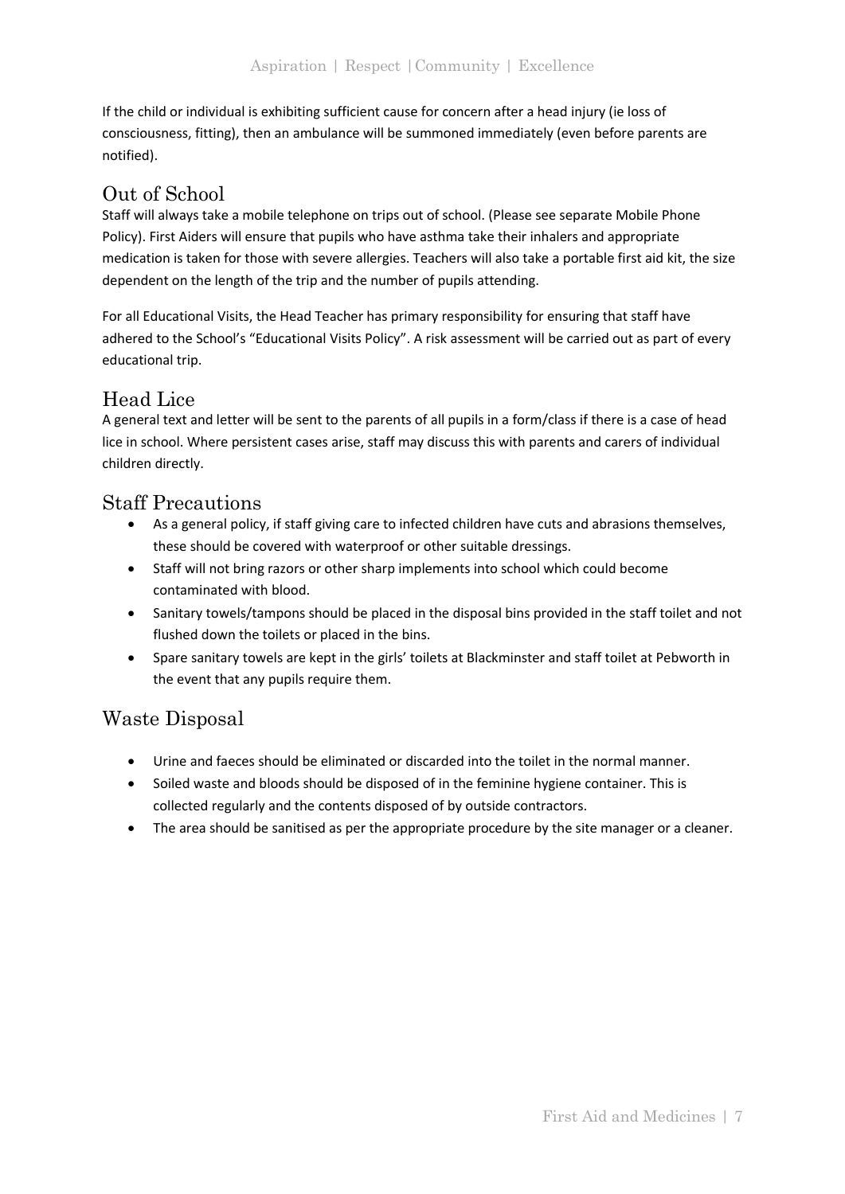If the child or individual is exhibiting sufficient cause for concern after a head injury (ie loss of consciousness, fitting), then an ambulance will be summoned immediately (even before parents are notified).

## Out of School

Staff will always take a mobile telephone on trips out of school. (Please see separate Mobile Phone Policy). First Aiders will ensure that pupils who have asthma take their inhalers and appropriate medication is taken for those with severe allergies. Teachers will also take a portable first aid kit, the size dependent on the length of the trip and the number of pupils attending.

For all Educational Visits, the Head Teacher has primary responsibility for ensuring that staff have adhered to the School's "Educational Visits Policy". A risk assessment will be carried out as part of every educational trip.

## Head Lice

A general text and letter will be sent to the parents of all pupils in a form/class if there is a case of head lice in school. Where persistent cases arise, staff may discuss this with parents and carers of individual children directly.

## Staff Precautions

- As a general policy, if staff giving care to infected children have cuts and abrasions themselves, these should be covered with waterproof or other suitable dressings.
- Staff will not bring razors or other sharp implements into school which could become contaminated with blood.
- Sanitary towels/tampons should be placed in the disposal bins provided in the staff toilet and not flushed down the toilets or placed in the bins.
- Spare sanitary towels are kept in the girls' toilets at Blackminster and staff toilet at Pebworth in the event that any pupils require them.

## Waste Disposal

- Urine and faeces should be eliminated or discarded into the toilet in the normal manner.
- Soiled waste and bloods should be disposed of in the feminine hygiene container. This is collected regularly and the contents disposed of by outside contractors.
- The area should be sanitised as per the appropriate procedure by the site manager or a cleaner.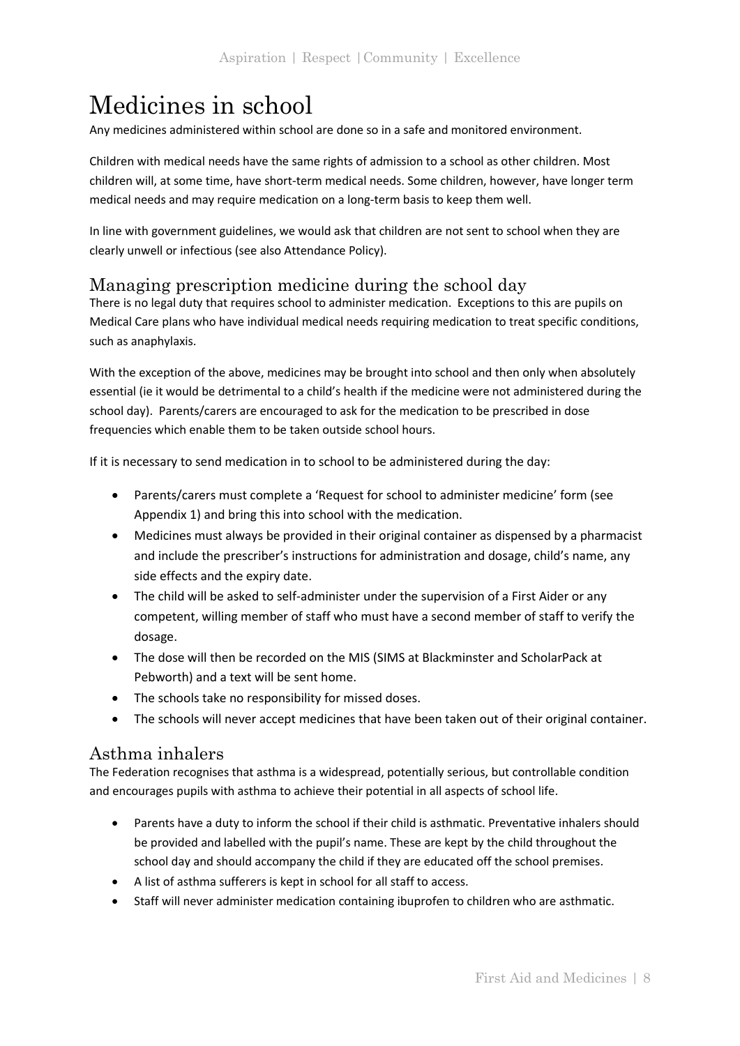# Medicines in school

Any medicines administered within school are done so in a safe and monitored environment.

Children with medical needs have the same rights of admission to a school as other children. Most children will, at some time, have short-term medical needs. Some children, however, have longer term medical needs and may require medication on a long-term basis to keep them well.

In line with government guidelines, we would ask that children are not sent to school when they are clearly unwell or infectious (see also Attendance Policy).

## Managing prescription medicine during the school day

There is no legal duty that requires school to administer medication. Exceptions to this are pupils on Medical Care plans who have individual medical needs requiring medication to treat specific conditions, such as anaphylaxis.

With the exception of the above, medicines may be brought into school and then only when absolutely essential (ie it would be detrimental to a child's health if the medicine were not administered during the school day). Parents/carers are encouraged to ask for the medication to be prescribed in dose frequencies which enable them to be taken outside school hours.

If it is necessary to send medication in to school to be administered during the day:

- Parents/carers must complete a 'Request for school to administer medicine' form (see Appendix 1) and bring this into school with the medication.
- Medicines must always be provided in their original container as dispensed by a pharmacist and include the prescriber's instructions for administration and dosage, child's name, any side effects and the expiry date.
- The child will be asked to self-administer under the supervision of a First Aider or any competent, willing member of staff who must have a second member of staff to verify the dosage.
- The dose will then be recorded on the MIS (SIMS at Blackminster and ScholarPack at Pebworth) and a text will be sent home.
- The schools take no responsibility for missed doses.
- The schools will never accept medicines that have been taken out of their original container.

## Asthma inhalers

The Federation recognises that asthma is a widespread, potentially serious, but controllable condition and encourages pupils with asthma to achieve their potential in all aspects of school life.

- Parents have a duty to inform the school if their child is asthmatic. Preventative inhalers should be provided and labelled with the pupil's name. These are kept by the child throughout the school day and should accompany the child if they are educated off the school premises.
- A list of asthma sufferers is kept in school for all staff to access.
- Staff will never administer medication containing ibuprofen to children who are asthmatic.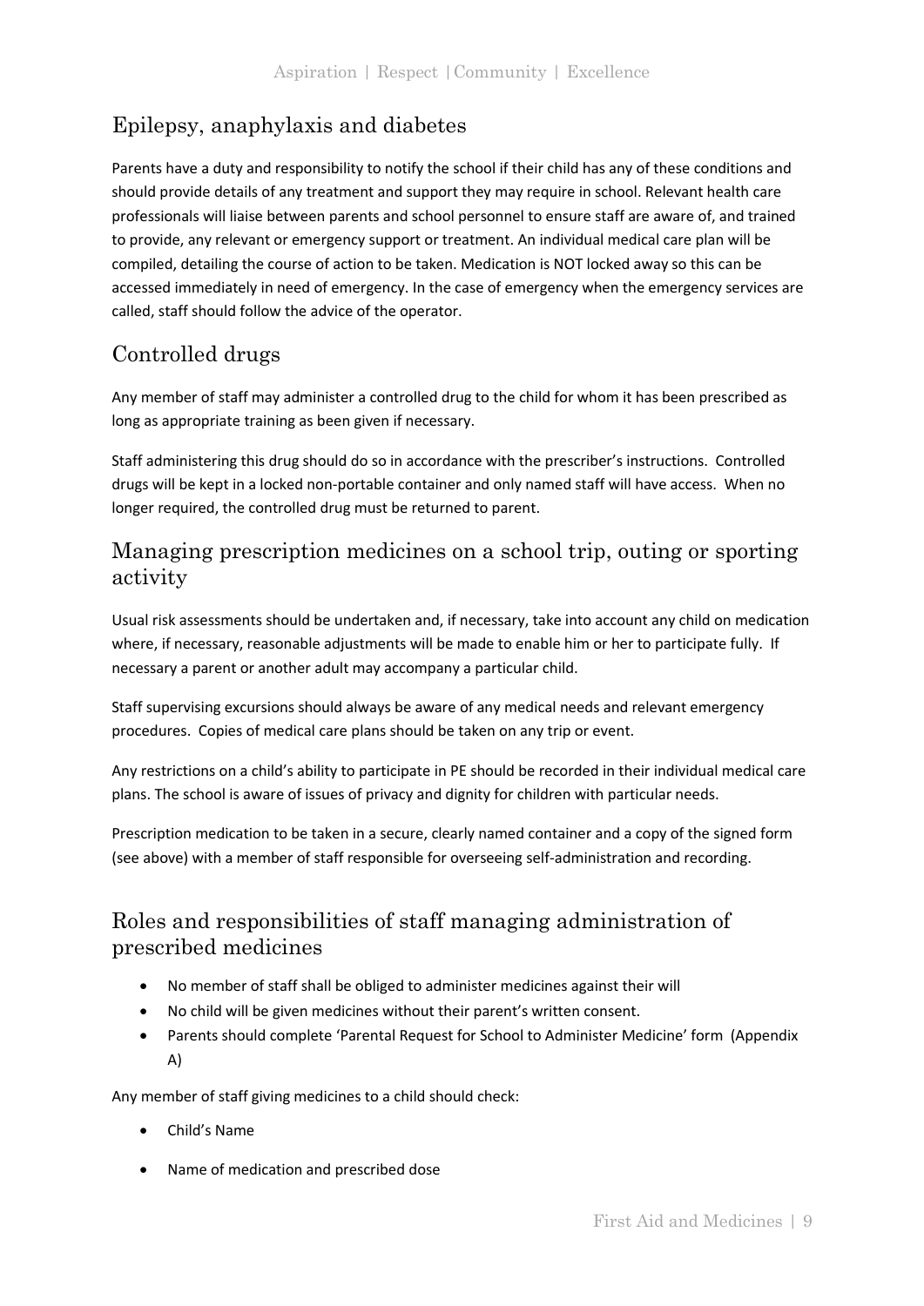## Epilepsy, anaphylaxis and diabetes

Parents have a duty and responsibility to notify the school if their child has any of these conditions and should provide details of any treatment and support they may require in school. Relevant health care professionals will liaise between parents and school personnel to ensure staff are aware of, and trained to provide, any relevant or emergency support or treatment. An individual medical care plan will be compiled, detailing the course of action to be taken. Medication is NOT locked away so this can be accessed immediately in need of emergency. In the case of emergency when the emergency services are called, staff should follow the advice of the operator.

## Controlled drugs

Any member of staff may administer a controlled drug to the child for whom it has been prescribed as long as appropriate training as been given if necessary.

Staff administering this drug should do so in accordance with the prescriber's instructions. Controlled drugs will be kept in a locked non-portable container and only named staff will have access. When no longer required, the controlled drug must be returned to parent.

## Managing prescription medicines on a school trip, outing or sporting activity

Usual risk assessments should be undertaken and, if necessary, take into account any child on medication where, if necessary, reasonable adjustments will be made to enable him or her to participate fully. If necessary a parent or another adult may accompany a particular child.

Staff supervising excursions should always be aware of any medical needs and relevant emergency procedures. Copies of medical care plans should be taken on any trip or event.

Any restrictions on a child's ability to participate in PE should be recorded in their individual medical care plans. The school is aware of issues of privacy and dignity for children with particular needs.

Prescription medication to be taken in a secure, clearly named container and a copy of the signed form (see above) with a member of staff responsible for overseeing self-administration and recording.

## Roles and responsibilities of staff managing administration of prescribed medicines

- No member of staff shall be obliged to administer medicines against their will
- No child will be given medicines without their parent's written consent.
- Parents should complete 'Parental Request for School to Administer Medicine' form (Appendix A)

Any member of staff giving medicines to a child should check:

- Child's Name
- Name of medication and prescribed dose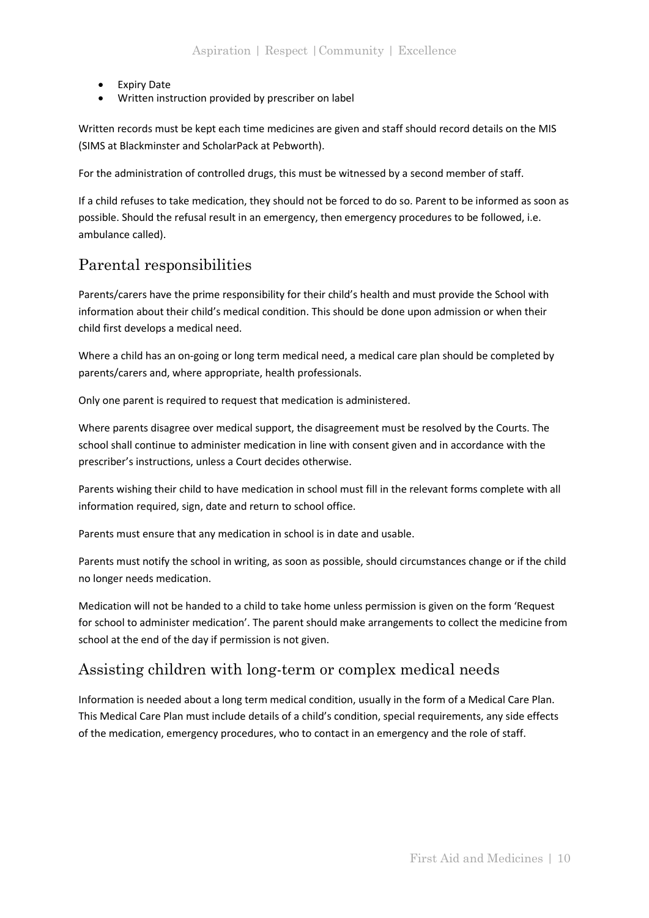- Expiry Date
- Written instruction provided by prescriber on label

Written records must be kept each time medicines are given and staff should record details on the MIS (SIMS at Blackminster and ScholarPack at Pebworth).

For the administration of controlled drugs, this must be witnessed by a second member of staff.

If a child refuses to take medication, they should not be forced to do so. Parent to be informed as soon as possible. Should the refusal result in an emergency, then emergency procedures to be followed, i.e. ambulance called).

## Parental responsibilities

Parents/carers have the prime responsibility for their child's health and must provide the School with information about their child's medical condition. This should be done upon admission or when their child first develops a medical need.

Where a child has an on-going or long term medical need, a medical care plan should be completed by parents/carers and, where appropriate, health professionals.

Only one parent is required to request that medication is administered.

Where parents disagree over medical support, the disagreement must be resolved by the Courts. The school shall continue to administer medication in line with consent given and in accordance with the prescriber's instructions, unless a Court decides otherwise.

Parents wishing their child to have medication in school must fill in the relevant forms complete with all information required, sign, date and return to school office.

Parents must ensure that any medication in school is in date and usable.

Parents must notify the school in writing, as soon as possible, should circumstances change or if the child no longer needs medication.

Medication will not be handed to a child to take home unless permission is given on the form 'Request for school to administer medication'. The parent should make arrangements to collect the medicine from school at the end of the day if permission is not given.

## Assisting children with long-term or complex medical needs

Information is needed about a long term medical condition, usually in the form of a Medical Care Plan. This Medical Care Plan must include details of a child's condition, special requirements, any side effects of the medication, emergency procedures, who to contact in an emergency and the role of staff.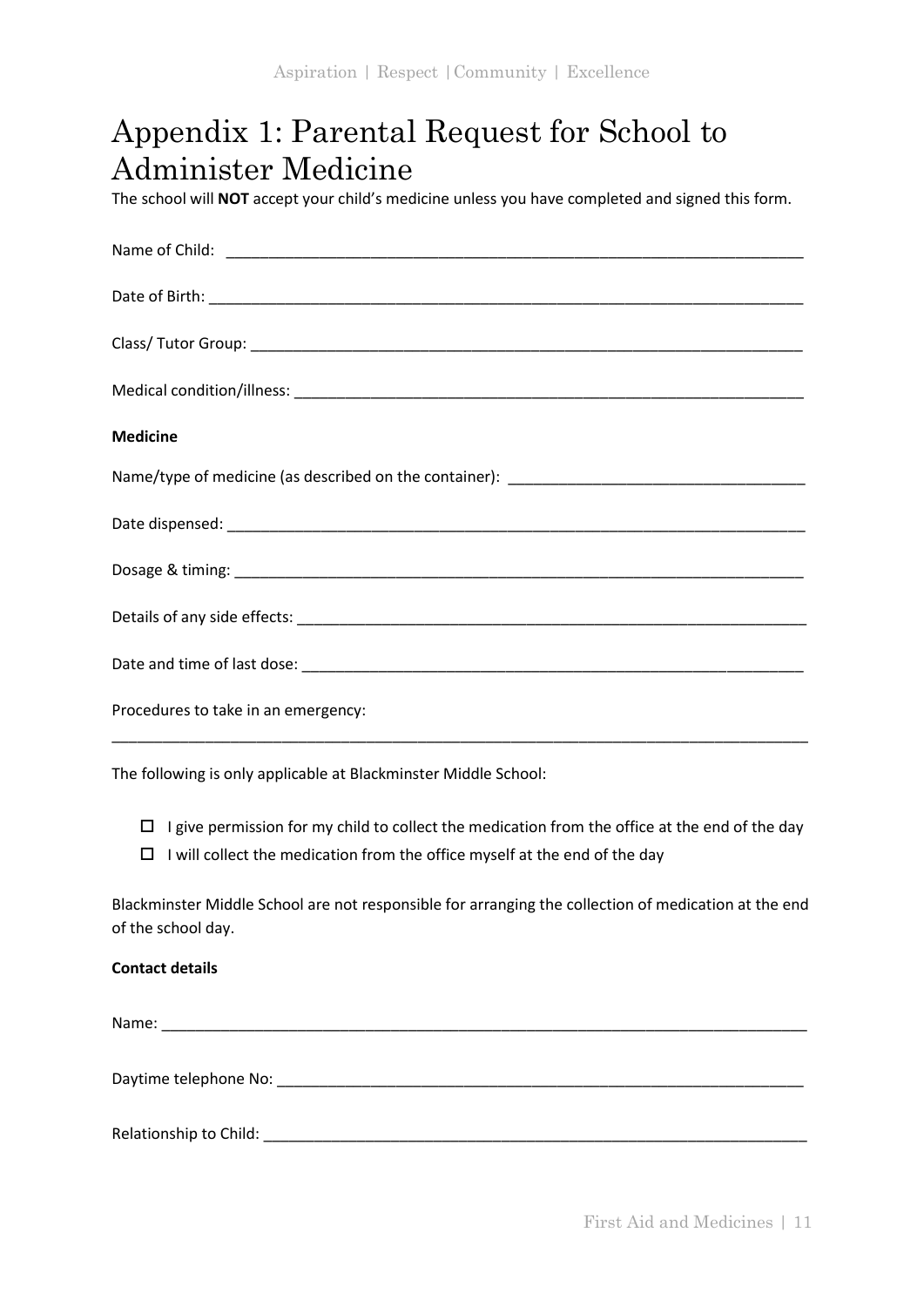# Appendix 1: Parental Request for School to Administer Medicine

The school will **NOT** accept your child's medicine unless you have completed and signed this form.

Name of Child: ______________________________________________________________________

Date of Birth: ______________________________________________________________________

Class/ Tutor Group: _________________________________________________________________

Medical condition/illness: _____________________________________________________________

**Medicine**

Name/type of medicine (as described on the container): ___________________________________

Date dispensed: _____________________________________________________________________

Dosage & timing: ____________________________________________________________________

Details of any side effects: ____________________________________________________________

Date and time of last dose: ____________________________________________________________

Procedures to take in an emergency:

______________________________________________________________________________

The following is only applicable at Blackminster Middle School:

- ☐ I give permission for my child to collect the medication from the office at the end of the day
- ☐ I will collect the medication from the office myself at the end of the day

Blackminster Middle School are not responsible for arranging the collection of medication at the end of the school day.

**Contact details**

Name: _____________________________________________________________________________

Daytime telephone No: _______________________________________________________________

Relationship to Child: ________________________________________________________________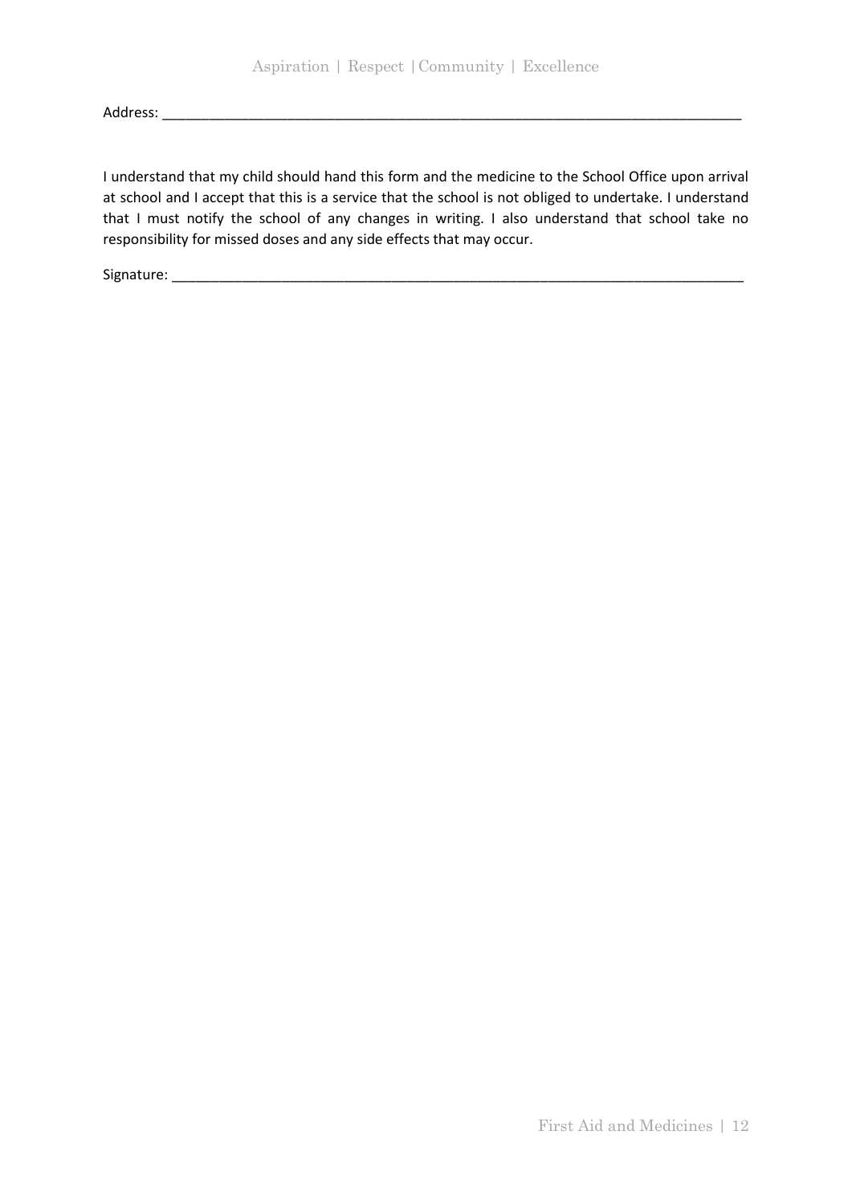Address: ___________________________________________________________________________

I understand that my child should hand this form and the medicine to the School Office upon arrival at school and I accept that this is a service that the school is not obliged to undertake. I understand that I must notify the school of any changes in writing. I also understand that school take no responsibility for missed doses and any side effects that may occur.

Signature: _________________________________________________________________________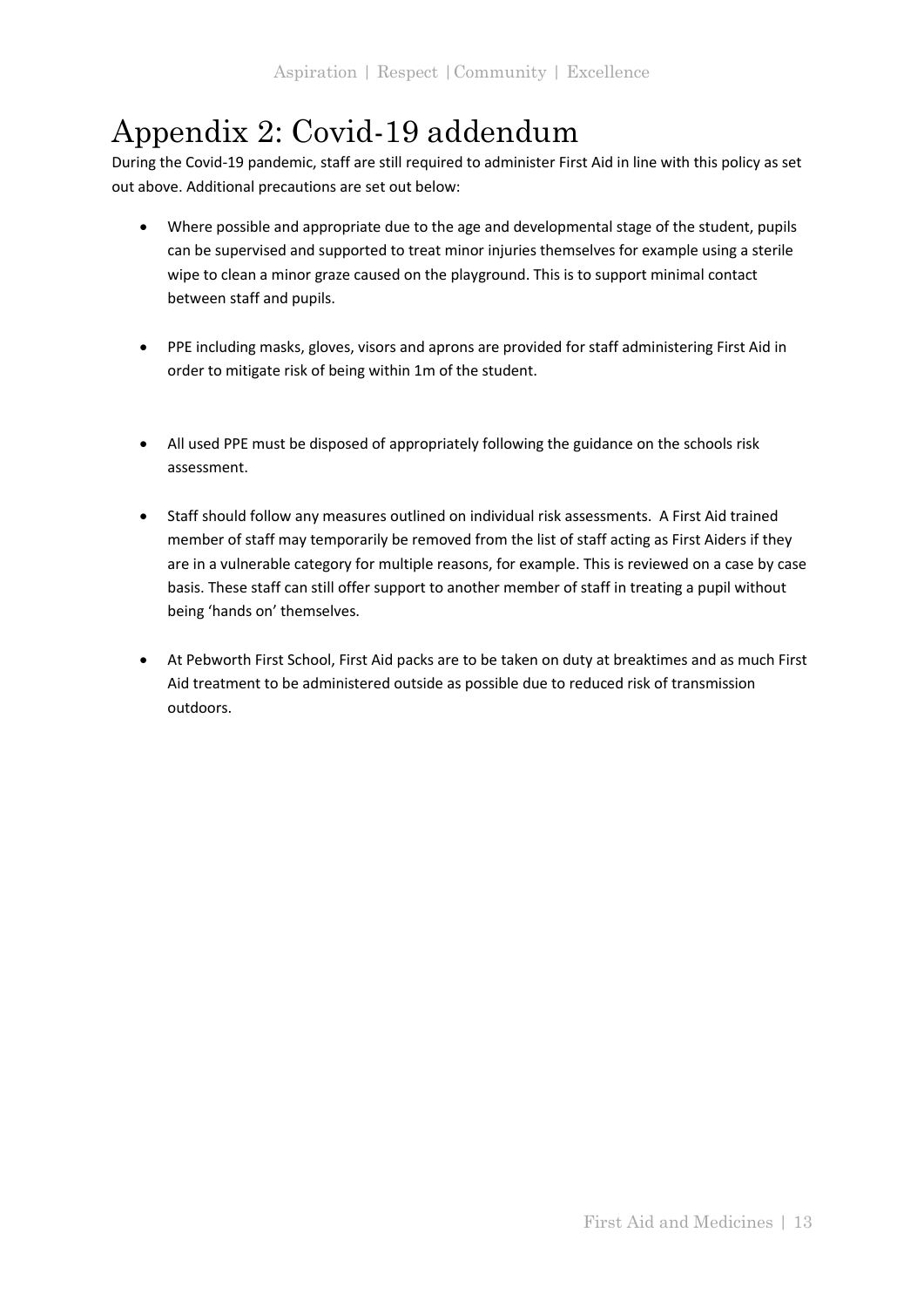# Appendix 2: Covid-19 addendum

During the Covid-19 pandemic, staff are still required to administer First Aid in line with this policy as set out above. Additional precautions are set out below:

- Where possible and appropriate due to the age and developmental stage of the student, pupils can be supervised and supported to treat minor injuries themselves for example using a sterile wipe to clean a minor graze caused on the playground. This is to support minimal contact between staff and pupils.

- PPE including masks, gloves, visors and aprons are provided for staff administering First Aid in order to mitigate risk of being within 1m of the student.

- All used PPE must be disposed of appropriately following the guidance on the schools risk assessment.

- Staff should follow any measures outlined on individual risk assessments. A First Aid trained member of staff may temporarily be removed from the list of staff acting as First Aiders if they are in a vulnerable category for multiple reasons, for example. This is reviewed on a case by case basis. These staff can still offer support to another member of staff in treating a pupil without being 'hands on' themselves.

- At Pebworth First School, First Aid packs are to be taken on duty at breaktimes and as much First Aid treatment to be administered outside as possible due to reduced risk of transmission outdoors.